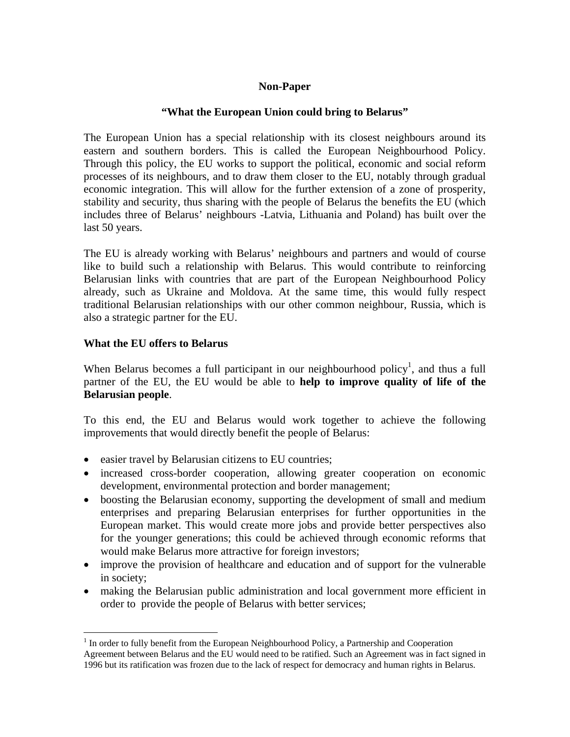**Non-Paper**

**"What the European Union could bring to Belarus"**

The European Union has a special relationship with its closest neighbours around its eastern and southern borders. This is called the European Neighbourhood Policy. Through this policy, the EU works to support the political, economic and social reform processes of its neighbours, and to draw them closer to the EU, notably through gradual economic integration. This will allow for the further extension of a zone of prosperity, stability and security, thus sharing with the people of Belarus the benefits the EU (which includes three of Belarus' neighbours -Latvia, Lithuania and Poland) has built over the last 50 years.

The EU is already working with Belarus' neighbours and partners and would of course like to build such a relationship with Belarus. This would contribute to reinforcing Belarusian links with countries that are part of the European Neighbourhood Policy already, such as Ukraine and Moldova. At the same time, this would fully respect traditional Belarusian relationships with our other common neighbour, Russia, which is also a strategic partner for the EU.

**What the EU offers to Belarus**

When Belarus becomes a full participant in our neighbourhood policy[1], and thus a full partner of the EU, the EU would be able to **help to improve quality of life of the Belarusian people**.

To this end, the EU and Belarus would work together to achieve the following improvements that would directly benefit the people of Belarus:

- easier travel by Belarusian citizens to EU countries;
- increased cross-border cooperation, allowing greater cooperation on economic development, environmental protection and border management;
- boosting the Belarusian economy, supporting the development of small and medium enterprises and preparing Belarusian enterprises for further opportunities in the European market. This would create more jobs and provide better perspectives also for the younger generations; this could be achieved through economic reforms that would make Belarus more attractive for foreign investors;
- improve the provision of healthcare and education and of support for the vulnerable in society;
- making the Belarusian public administration and local government more efficient in order to provide the people of Belarus with better services;

---

[1] In order to fully benefit from the European Neighbourhood Policy, a Partnership and Cooperation Agreement between Belarus and the EU would need to be ratified. Such an Agreement was in fact signed in 1996 but its ratification was frozen due to the lack of respect for democracy and human rights in Belarus.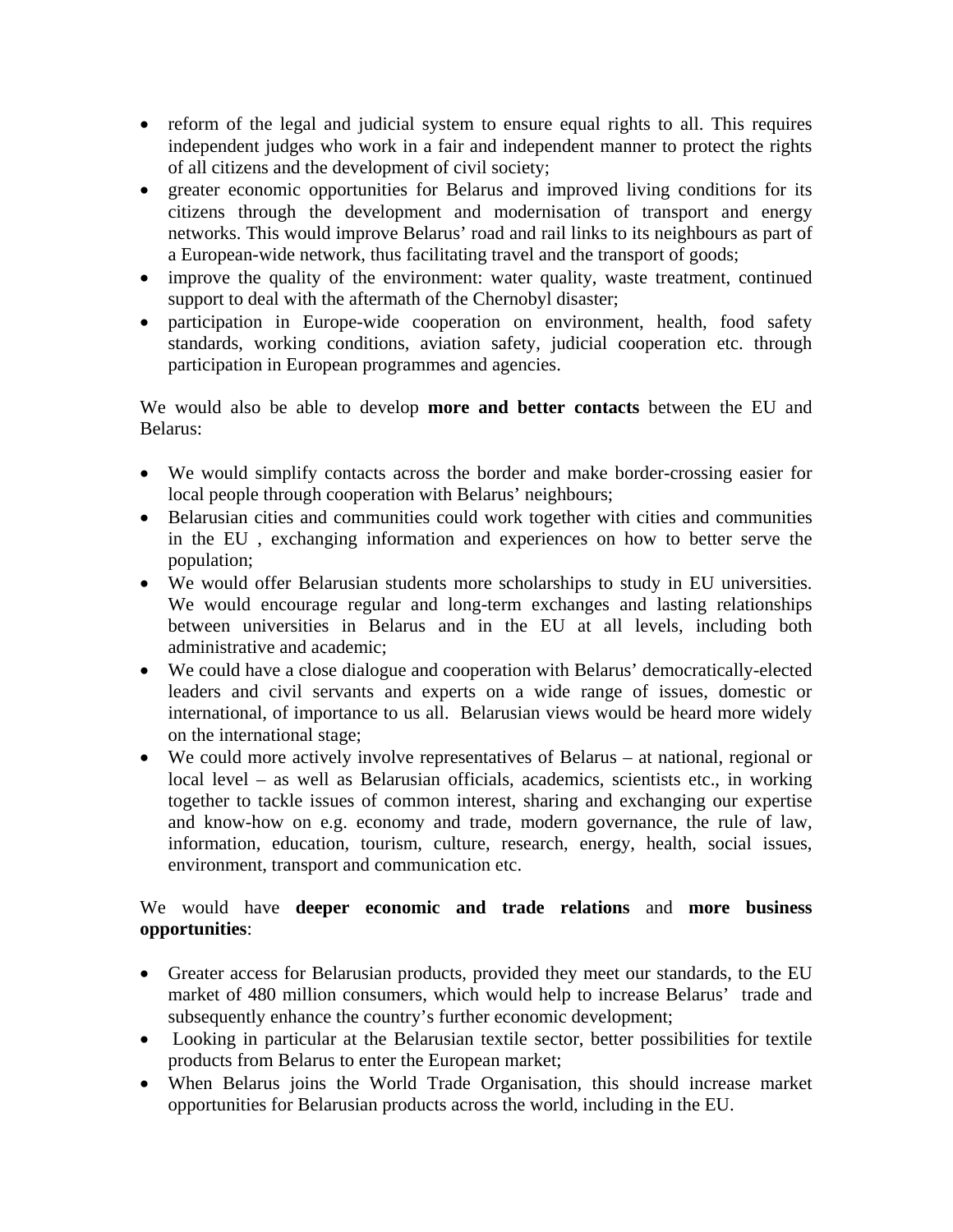- reform of the legal and judicial system to ensure equal rights to all. This requires independent judges who work in a fair and independent manner to protect the rights of all citizens and the development of civil society;
- greater economic opportunities for Belarus and improved living conditions for its citizens through the development and modernisation of transport and energy networks. This would improve Belarus' road and rail links to its neighbours as part of a European-wide network, thus facilitating travel and the transport of goods;
- improve the quality of the environment: water quality, waste treatment, continued support to deal with the aftermath of the Chernobyl disaster;
- participation in Europe-wide cooperation on environment, health, food safety standards, working conditions, aviation safety, judicial cooperation etc. through participation in European programmes and agencies.

We would also be able to develop **more and better contacts** between the EU and Belarus:

- We would simplify contacts across the border and make border-crossing easier for local people through cooperation with Belarus' neighbours;
- Belarusian cities and communities could work together with cities and communities in the EU , exchanging information and experiences on how to better serve the population;
- We would offer Belarusian students more scholarships to study in EU universities. We would encourage regular and long-term exchanges and lasting relationships between universities in Belarus and in the EU at all levels, including both administrative and academic;
- We could have a close dialogue and cooperation with Belarus' democratically-elected leaders and civil servants and experts on a wide range of issues, domestic or international, of importance to us all. Belarusian views would be heard more widely on the international stage;
- We could more actively involve representatives of Belarus – at national, regional or local level – as well as Belarusian officials, academics, scientists etc., in working together to tackle issues of common interest, sharing and exchanging our expertise and know-how on e.g. economy and trade, modern governance, the rule of law, information, education, tourism, culture, research, energy, health, social issues, environment, transport and communication etc.

We would have **deeper economic and trade relations** and **more business opportunities**:

- Greater access for Belarusian products, provided they meet our standards, to the EU market of 480 million consumers, which would help to increase Belarus' trade and subsequently enhance the country's further economic development;
- Looking in particular at the Belarusian textile sector, better possibilities for textile products from Belarus to enter the European market;
- When Belarus joins the World Trade Organisation, this should increase market opportunities for Belarusian products across the world, including in the EU.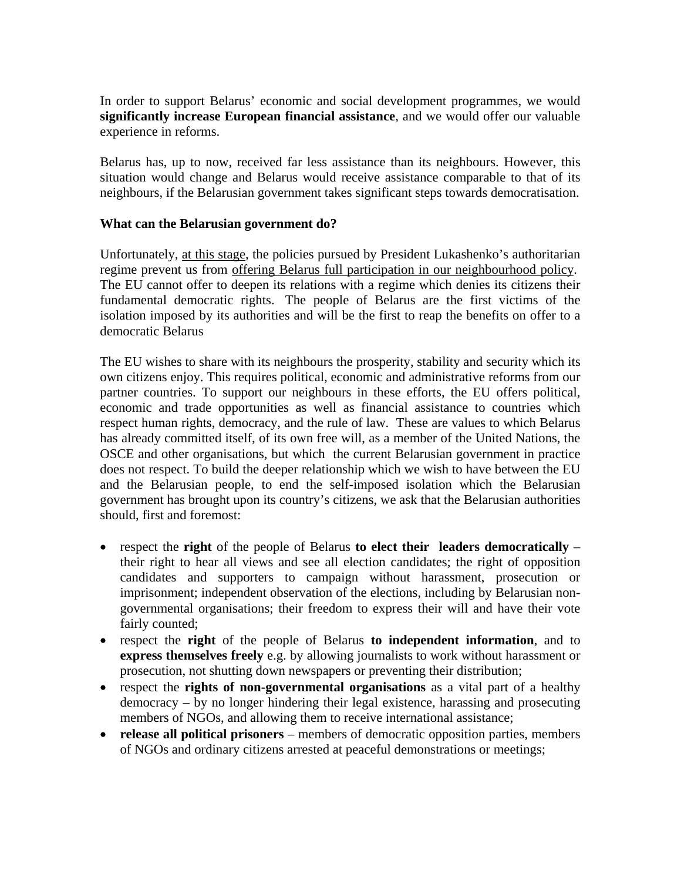In order to support Belarus' economic and social development programmes, we would **significantly increase European financial assistance**, and we would offer our valuable experience in reforms.

Belarus has, up to now, received far less assistance than its neighbours. However, this situation would change and Belarus would receive assistance comparable to that of its neighbours, if the Belarusian government takes significant steps towards democratisation.

**What can the Belarusian government do?**

Unfortunately, <u>at this stage</u>, the policies pursued by President Lukashenko's authoritarian regime prevent us from <u>offering Belarus full participation in our neighbourhood policy</u>. The EU cannot offer to deepen its relations with a regime which denies its citizens their fundamental democratic rights. The people of Belarus are the first victims of the isolation imposed by its authorities and will be the first to reap the benefits on offer to a democratic Belarus

The EU wishes to share with its neighbours the prosperity, stability and security which its own citizens enjoy. This requires political, economic and administrative reforms from our partner countries. To support our neighbours in these efforts, the EU offers political, economic and trade opportunities as well as financial assistance to countries which respect human rights, democracy, and the rule of law. These are values to which Belarus has already committed itself, of its own free will, as a member of the United Nations, the OSCE and other organisations, but which the current Belarusian government in practice does not respect. To build the deeper relationship which we wish to have between the EU and the Belarusian people, to end the self-imposed isolation which the Belarusian government has brought upon its country's citizens, we ask that the Belarusian authorities should, first and foremost:

- respect the **right** of the people of Belarus **to elect their leaders democratically** – their right to hear all views and see all election candidates; the right of opposition candidates and supporters to campaign without harassment, prosecution or imprisonment; independent observation of the elections, including by Belarusian non-governmental organisations; their freedom to express their will and have their vote fairly counted;
- respect the **right** of the people of Belarus **to independent information**, and to **express themselves freely** e.g. by allowing journalists to work without harassment or prosecution, not shutting down newspapers or preventing their distribution;
- respect the **rights of non-governmental organisations** as a vital part of a healthy democracy – by no longer hindering their legal existence, harassing and prosecuting members of NGOs, and allowing them to receive international assistance;
- **release all political prisoners** – members of democratic opposition parties, members of NGOs and ordinary citizens arrested at peaceful demonstrations or meetings;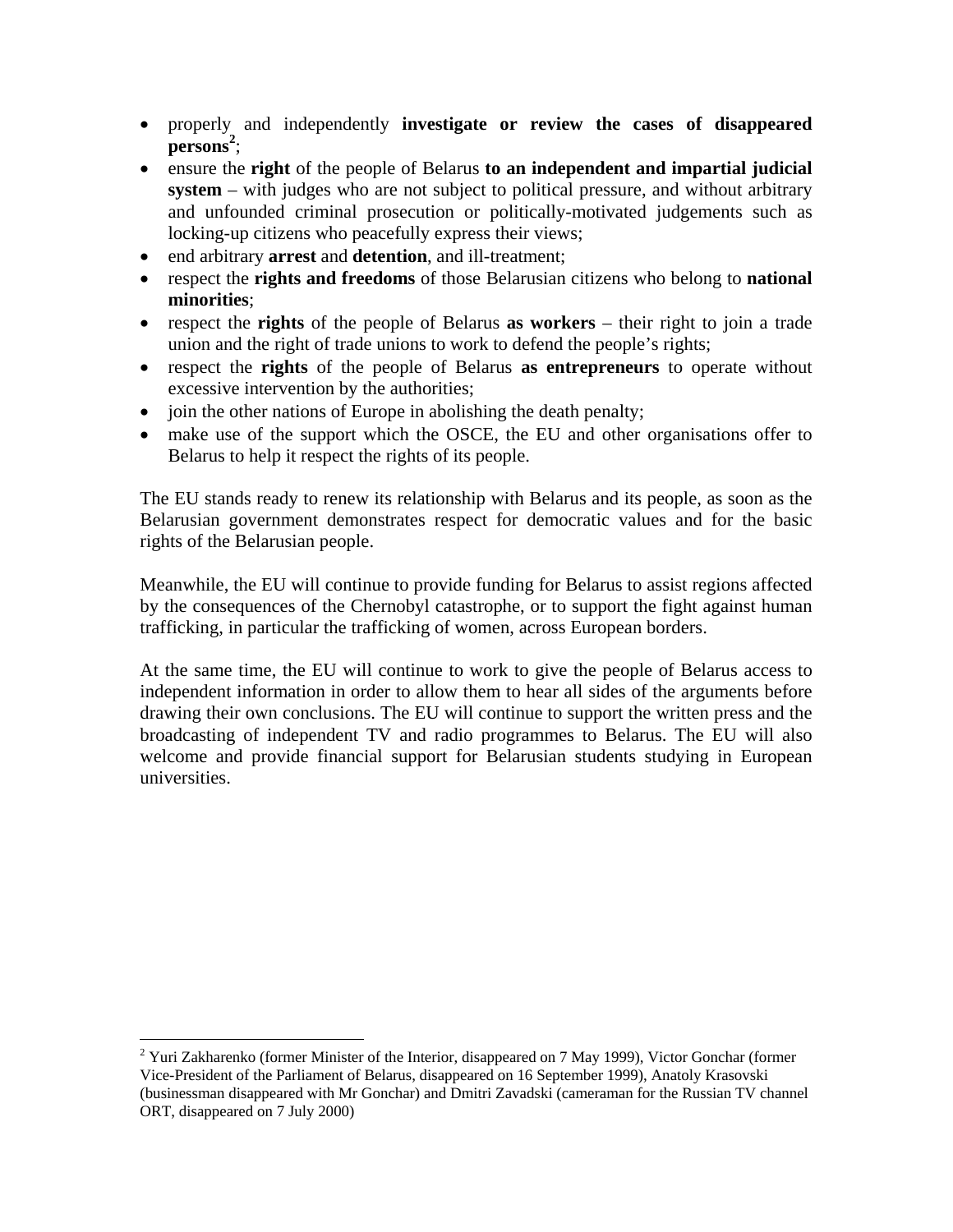- properly and independently **investigate or review the cases of disappeared persons**[2];
- ensure the **right** of the people of Belarus **to an independent and impartial judicial system** – with judges who are not subject to political pressure, and without arbitrary and unfounded criminal prosecution or politically-motivated judgements such as locking-up citizens who peacefully express their views;
- end arbitrary **arrest** and **detention**, and ill-treatment;
- respect the **rights and freedoms** of those Belarusian citizens who belong to **national minorities**;
- respect the **rights** of the people of Belarus **as workers** – their right to join a trade union and the right of trade unions to work to defend the people's rights;
- respect the **rights** of the people of Belarus **as entrepreneurs** to operate without excessive intervention by the authorities;
- join the other nations of Europe in abolishing the death penalty;
- make use of the support which the OSCE, the EU and other organisations offer to Belarus to help it respect the rights of its people.

The EU stands ready to renew its relationship with Belarus and its people, as soon as the Belarusian government demonstrates respect for democratic values and for the basic rights of the Belarusian people.

Meanwhile, the EU will continue to provide funding for Belarus to assist regions affected by the consequences of the Chernobyl catastrophe, or to support the fight against human trafficking, in particular the trafficking of women, across European borders.

At the same time, the EU will continue to work to give the people of Belarus access to independent information in order to allow them to hear all sides of the arguments before drawing their own conclusions. The EU will continue to support the written press and the broadcasting of independent TV and radio programmes to Belarus. The EU will also welcome and provide financial support for Belarusian students studying in European universities.

---

[2] Yuri Zakharenko (former Minister of the Interior, disappeared on 7 May 1999), Victor Gonchar (former Vice-President of the Parliament of Belarus, disappeared on 16 September 1999), Anatoly Krasovski (businessman disappeared with Mr Gonchar) and Dmitri Zavadski (cameraman for the Russian TV channel ORT, disappeared on 7 July 2000)